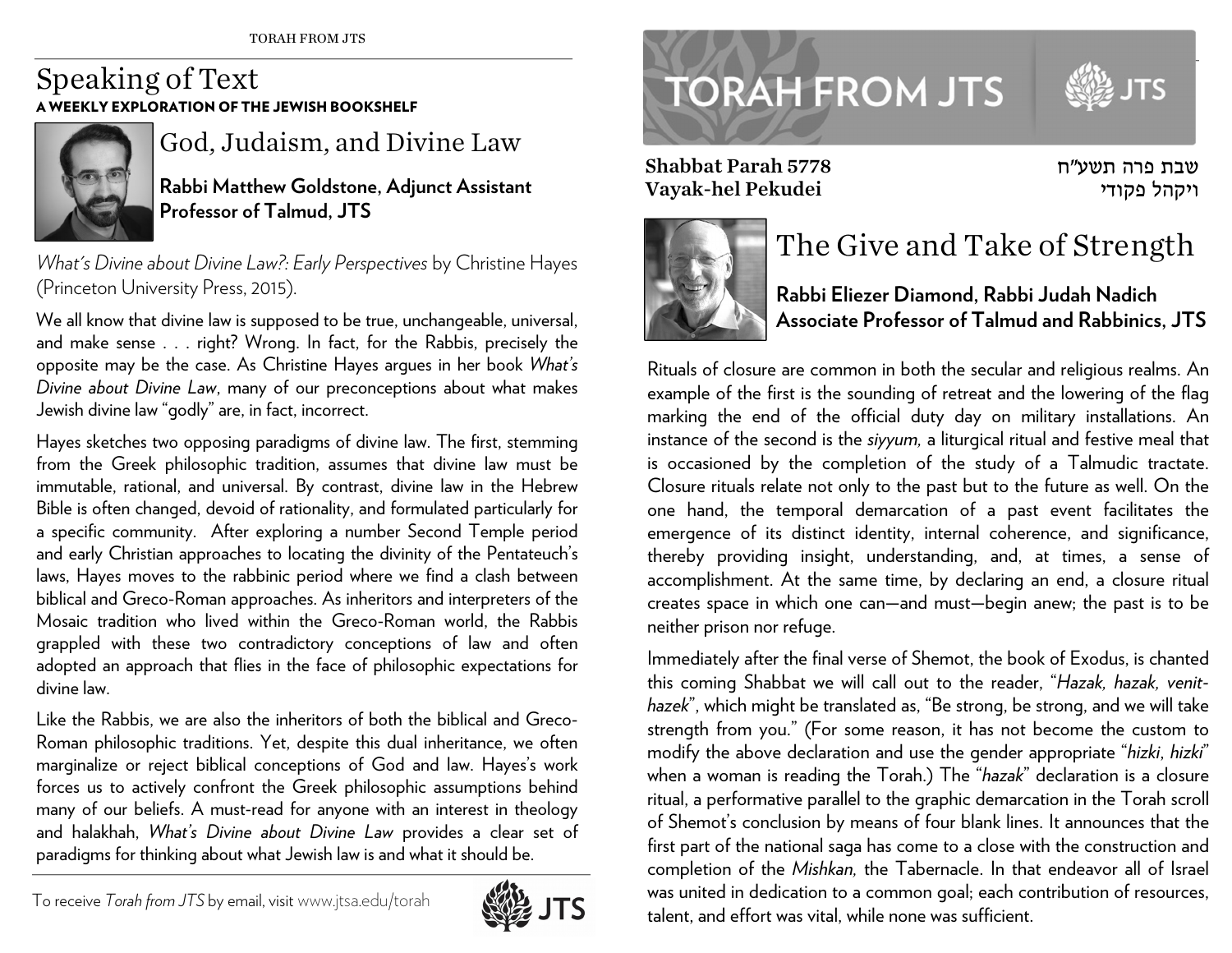# Speaking of Text

**A WEEKLY EXPLORATION OF THE JEWISH BOOKSHELF**

## God, Judaism, and Divine Law

**Rabbi Matthew Goldstone, Adjunct Assistant Professor of Talmud, JTS**

*What's Divine about Divine Law?: Early Perspectives* by Christine Hayes (Princeton University Press, 2015).

We all know that divine law is supposed to be true, unchangeable, universal, and make sense . . . right? Wrong. In fact, for the Rabbis, precisely the opposite may be the case. As Christine Hayes argues in her book *What's Divine about Divine Law*, many of our preconceptions about what makes Jewish divine law "godly" are, in fact, incorrect.

Hayes sketches two opposing paradigms of divine law. The first, stemming from the Greek philosophic tradition, assumes that divine law must be immutable, rational, and universal. By contrast, divine law in the Hebrew Bible is often changed, devoid of rationality, and formulated particularly for a specific community. After exploring a number Second Temple period and early Christian approaches to locating the divinity of the Pentateuch's laws, Hayes moves to the rabbinic period where we find a clash between biblical and Greco-Roman approaches. As inheritors and interpreters of the Mosaic tradition who lived within the Greco-Roman world, the Rabbis grappled with these two contradictory conceptions of law and often adopted an approach that flies in the face of philosophic expectations for divine law.

Like the Rabbis, we are also the inheritors of both the biblical and Greco-Roman philosophic traditions. Yet, despite this dual inheritance, we often marginalize or reject biblical conceptions of God and law. Hayes's work forces us to actively confront the Greek philosophic assumptions behind many of our beliefs. A must-read for anyone with an interest in theology and halakhah, *What's Divine about Divine Law* provides a clear set of paradigms for thinking about what Jewish law is and what it should be.

To receive *Torah from JTS* by email, visit www.jtsa.edu/torah

---

# TORAH FROM JTS

**Shabbat Parah 5778** — שבת פרה תשע״ח

**Vayak-hel Pekudei** — ויקהל פקודי

## The Give and Take of Strength

**Rabbi Eliezer Diamond, Rabbi Judah Nadich Associate Professor of Talmud and Rabbinics, JTS**

Rituals of closure are common in both the secular and religious realms. An example of the first is the sounding of retreat and the lowering of the flag marking the end of the official duty day on military installations. An instance of the second is the *siyyum,* a liturgical ritual and festive meal that is occasioned by the completion of the study of a Talmudic tractate. Closure rituals relate not only to the past but to the future as well. On the one hand, the temporal demarcation of a past event facilitates the emergence of its distinct identity, internal coherence, and significance, thereby providing insight, understanding, and, at times, a sense of accomplishment. At the same time, by declaring an end, a closure ritual creates space in which one can—and must—begin anew; the past is to be neither prison nor refuge.

Immediately after the final verse of Shemot, the book of Exodus, is chanted this coming Shabbat we will call out to the reader, "*Hazak, hazak, venit-hazek*", which might be translated as, "Be strong, be strong, and we will take strength from you." (For some reason, it has not become the custom to modify the above declaration and use the gender appropriate "*hizki, hizki*" when a woman is reading the Torah.) The "*hazak*" declaration is a closure ritual, a performative parallel to the graphic demarcation in the Torah scroll of Shemot's conclusion by means of four blank lines. It announces that the first part of the national saga has come to a close with the construction and completion of the *Mishkan,* the Tabernacle. In that endeavor all of Israel was united in dedication to a common goal; each contribution of resources, talent, and effort was vital, while none was sufficient.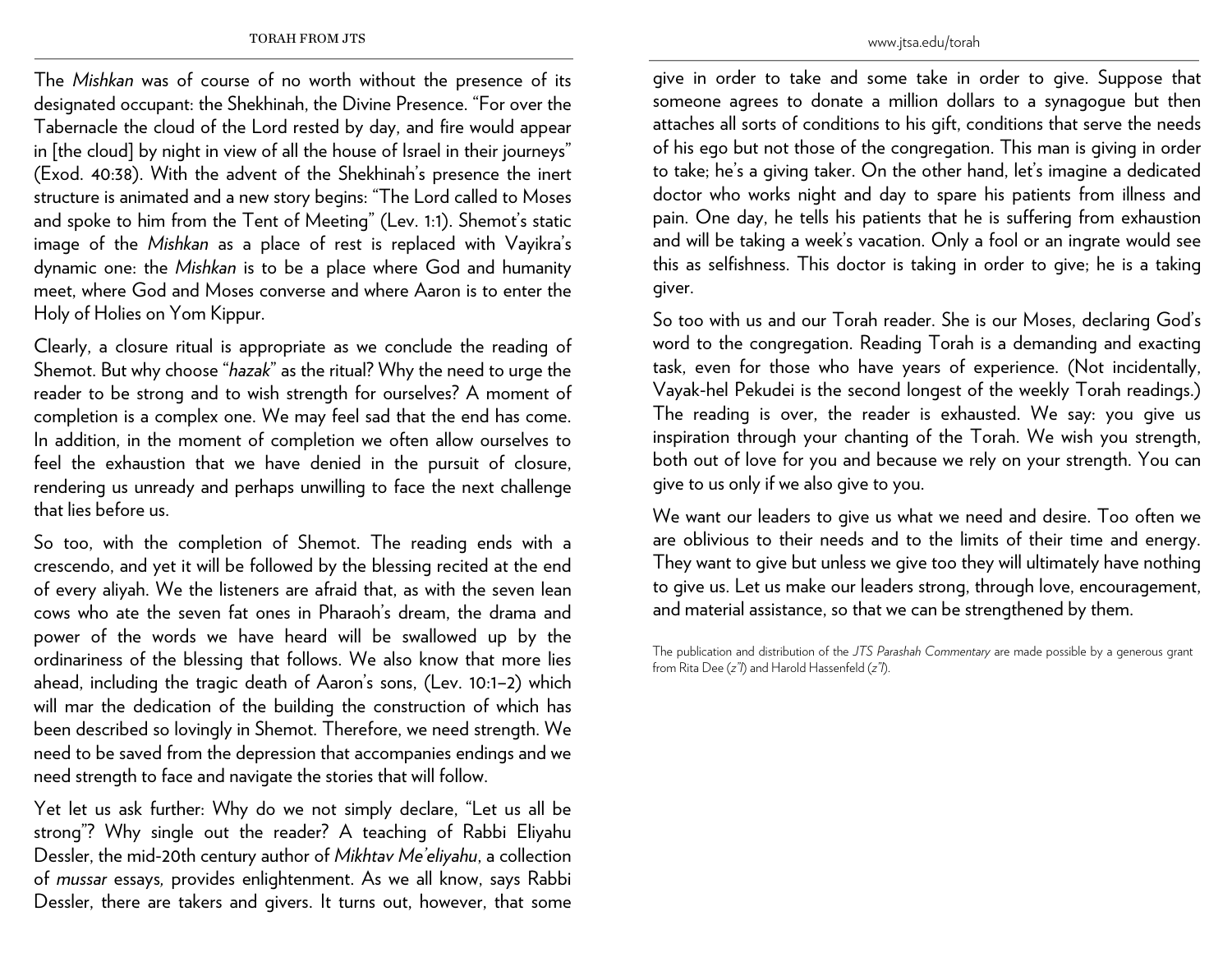The *Mishkan* was of course of no worth without the presence of its designated occupant: the Shekhinah, the Divine Presence. "For over the Tabernacle the cloud of the Lord rested by day, and fire would appear in [the cloud] by night in view of all the house of Israel in their journeys" (Exod. 40:38). With the advent of the Shekhinah's presence the inert structure is animated and a new story begins: "The Lord called to Moses and spoke to him from the Tent of Meeting" (Lev. 1:1). Shemot's static image of the *Mishkan* as a place of rest is replaced with Vayikra's dynamic one: the *Mishkan* is to be a place where God and humanity meet, where God and Moses converse and where Aaron is to enter the Holy of Holies on Yom Kippur.

Clearly, a closure ritual is appropriate as we conclude the reading of Shemot. But why choose "*hazak*" as the ritual? Why the need to urge the reader to be strong and to wish strength for ourselves? A moment of completion is a complex one. We may feel sad that the end has come. In addition, in the moment of completion we often allow ourselves to feel the exhaustion that we have denied in the pursuit of closure, rendering us unready and perhaps unwilling to face the next challenge that lies before us.

So too, with the completion of Shemot. The reading ends with a crescendo, and yet it will be followed by the blessing recited at the end of every aliyah. We the listeners are afraid that, as with the seven lean cows who ate the seven fat ones in Pharaoh's dream, the drama and power of the words we have heard will be swallowed up by the ordinariness of the blessing that follows. We also know that more lies ahead, including the tragic death of Aaron's sons, (Lev. 10:1–2) which will mar the dedication of the building the construction of which has been described so lovingly in Shemot. Therefore, we need strength. We need to be saved from the depression that accompanies endings and we need strength to face and navigate the stories that will follow.

Yet let us ask further: Why do we not simply declare, "Let us all be strong"? Why single out the reader? A teaching of Rabbi Eliyahu Dessler, the mid-20th century author of *Mikhtav Me'eliyahu*, a collection of *mussar* essays, provides enlightenment. As we all know, says Rabbi Dessler, there are takers and givers. It turns out, however, that some give in order to take and some take in order to give. Suppose that someone agrees to donate a million dollars to a synagogue but then attaches all sorts of conditions to his gift, conditions that serve the needs of his ego but not those of the congregation. This man is giving in order to take; he's a giving taker. On the other hand, let's imagine a dedicated doctor who works night and day to spare his patients from illness and pain. One day, he tells his patients that he is suffering from exhaustion and will be taking a week's vacation. Only a fool or an ingrate would see this as selfishness. This doctor is taking in order to give; he is a taking giver.

So too with us and our Torah reader. She is our Moses, declaring God's word to the congregation. Reading Torah is a demanding and exacting task, even for those who have years of experience. (Not incidentally, Vayak-hel Pekudei is the second longest of the weekly Torah readings.) The reading is over, the reader is exhausted. We say: you give us inspiration through your chanting of the Torah. We wish you strength, both out of love for you and because we rely on your strength. You can give to us only if we also give to you.

We want our leaders to give us what we need and desire. Too often we are oblivious to their needs and to the limits of their time and energy. They want to give but unless we give too they will ultimately have nothing to give us. Let us make our leaders strong, through love, encouragement, and material assistance, so that we can be strengthened by them.

The publication and distribution of the *JTS Parashah Commentary* are made possible by a generous grant from Rita Dee (*z"l*) and Harold Hassenfeld (*z"l*).